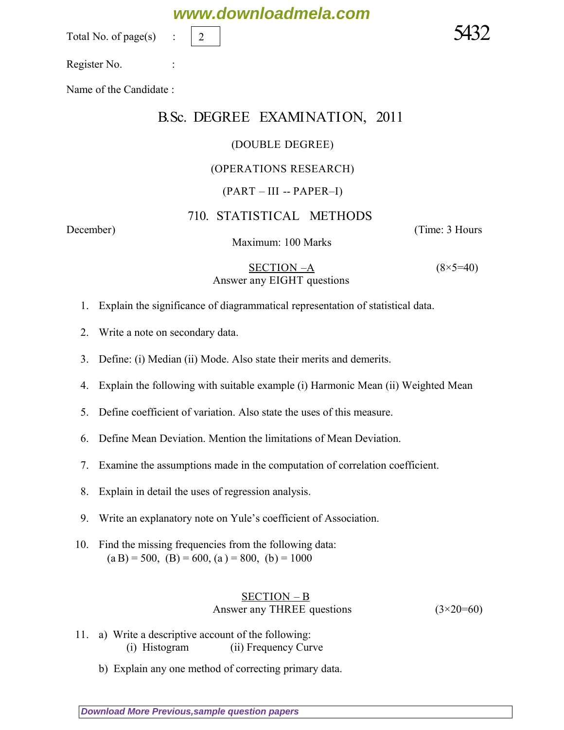Total No. of page(s) : 2

5432

Register No. :

Name of the Candidate :

# B.Sc. DEGREE EXAMINATION, 2011

(DOUBLE DEGREE)

(OPERATIONS RESEARCH)

(PART – III -- PAPER–I)

## 710. STATISTICAL METHODS

December) (Time: 3 Hours

Maximum: 100 Marks

### SECTION –A (8×5=40)

Answer any EIGHT questions

1. Explain the significance of diagrammatical representation of statistical data.
2. Write a note on secondary data.
3. Define: (i) Median (ii) Mode. Also state their merits and demerits.
4. Explain the following with suitable example (i) Harmonic Mean (ii) Weighted Mean
5. Define coefficient of variation. Also state the uses of this measure.
6. Define Mean Deviation. Mention the limitations of Mean Deviation.
7. Examine the assumptions made in the computation of correlation coefficient.
8. Explain in detail the uses of regression analysis.
9. Write an explanatory note on Yule's coefficient of Association.
10. Find the missing frequencies from the following data:
    (a B) = 500, (B) = 600, (a ) = 800, (b) = 1000

### SECTION – B (3×20=60)

Answer any THREE questions

11. a) Write a descriptive account of the following:
    (i) Histogram (ii) Frequency Curve

    b) Explain any one method of correcting primary data.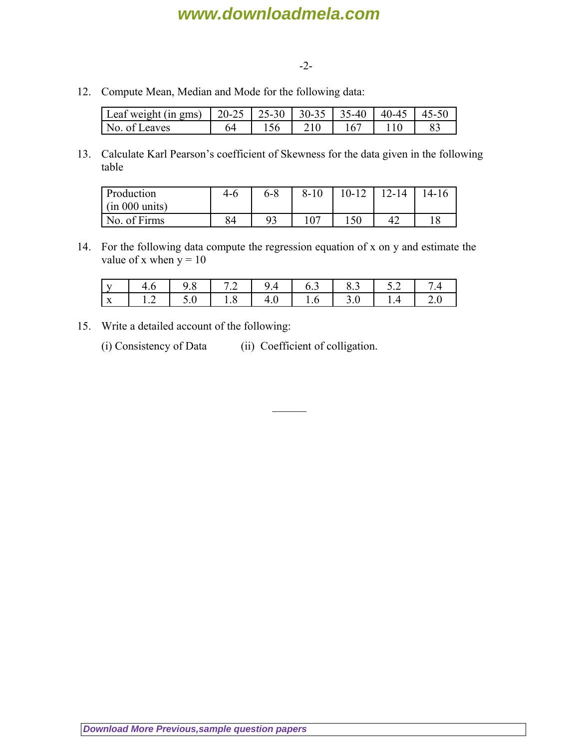12. Compute Mean, Median and Mode for the following data:

| Leaf weight (in gms) | 20-25 | 25-30 | 30-35 | 35-40 | 40-45 | 45-50 |
|---|---|---|---|---|---|---|
| No. of Leaves | 64 | 156 | 210 | 167 | 110 | 83 |

13. Calculate Karl Pearson's coefficient of Skewness for the data given in the following table

| Production (in 000 units) | 4-6 | 6-8 | 8-10 | 10-12 | 12-14 | 14-16 |
|---|---|---|---|---|---|---|
| No. of Firms | 84 | 93 | 107 | 150 | 42 | 18 |

14. For the following data compute the regression equation of x on y and estimate the value of x when y = 10

| | | | | | | | | |
|---|---|---|---|---|---|---|---|---|
| y | 4.6 | 9.8 | 7.2 | 9.4 | 6.3 | 8.3 | 5.2 | 7.4 |
| x | 1.2 | 5.0 | 1.8 | 4.0 | 1.6 | 3.0 | 1.4 | 2.0 |

15. Write a detailed account of the following:

(i) Consistency of Data (ii) Coefficient of colligation.